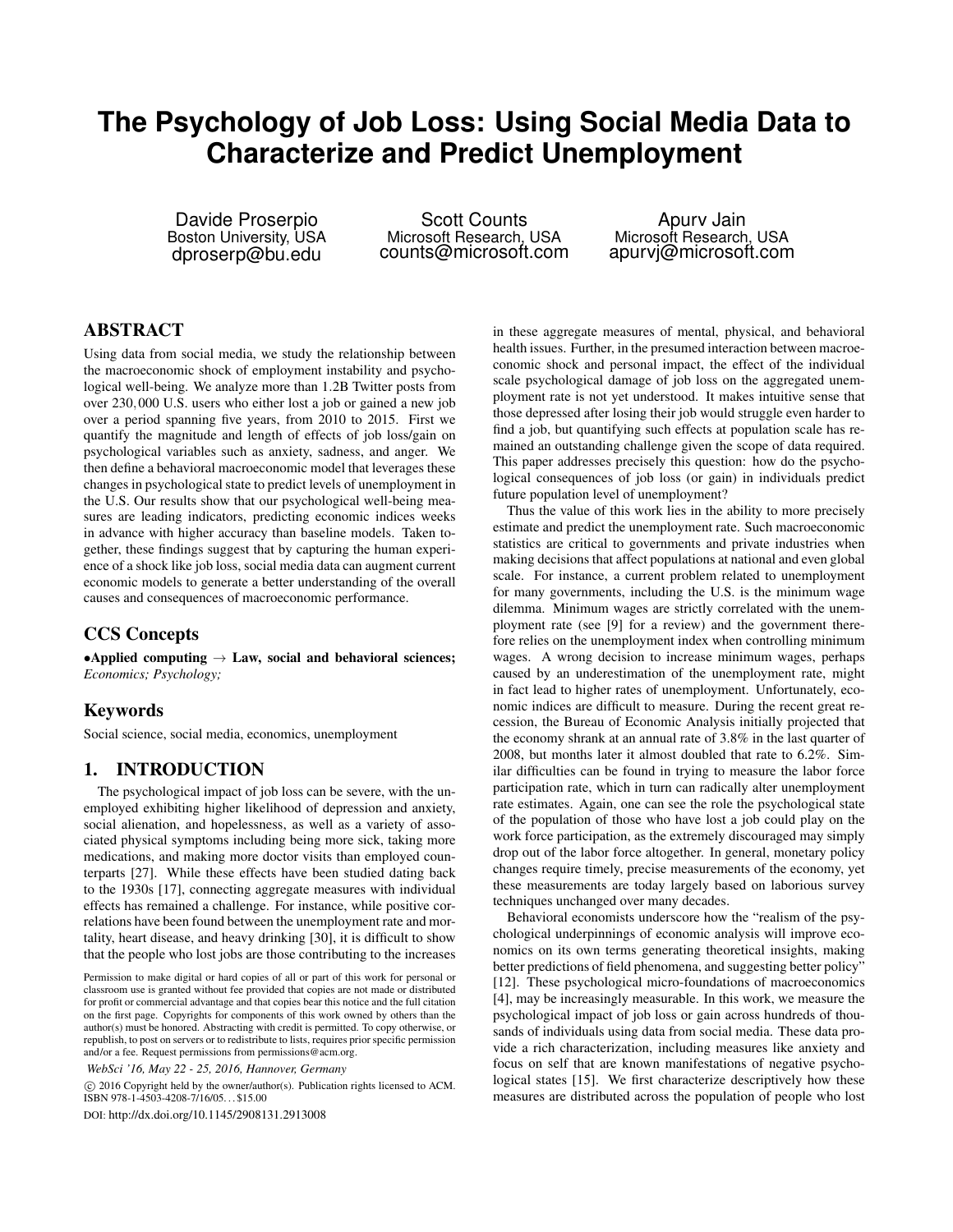# The Psychology of Job Loss: Using Social Media Data to Characterize and Predict Unemployment

Davide Proserpio
Boston University, USA
dproserp@bu.edu

Scott Counts
Microsoft Research, USA
counts@microsoft.com

Apurv Jain
Microsoft Research, USA
apurvj@microsoft.com

## ABSTRACT

Using data from social media, we study the relationship between the macroeconomic shock of employment instability and psychological well-being. We analyze more than 1.2B Twitter posts from over 230,000 U.S. users who either lost a job or gained a new job over a period spanning five years, from 2010 to 2015. First we quantify the magnitude and length of effects of job loss/gain on psychological variables such as anxiety, sadness, and anger. We then define a behavioral macroeconomic model that leverages these changes in psychological state to predict levels of unemployment in the U.S. Our results show that our psychological well-being measures are leading indicators, predicting economic indices weeks in advance with higher accuracy than baseline models. Taken together, these findings suggest that by capturing the human experience of a shock like job loss, social media data can augment current economic models to generate a better understanding of the overall causes and consequences of macroeconomic performance.

## CCS Concepts

•**Applied computing** → **Law, social and behavioral sciences;** *Economics; Psychology;*

## Keywords

Social science, social media, economics, unemployment

## 1. INTRODUCTION

The psychological impact of job loss can be severe, with the unemployed exhibiting higher likelihood of depression and anxiety, social alienation, and hopelessness, as well as a variety of associated physical symptoms including being more sick, taking more medications, and making more doctor visits than employed counterparts [27]. While these effects have been studied dating back to the 1930s [17], connecting aggregate measures with individual effects has remained a challenge. For instance, while positive correlations have been found between the unemployment rate and mortality, heart disease, and heavy drinking [30], it is difficult to show that the people who lost jobs are those contributing to the increases in these aggregate measures of mental, physical, and behavioral health issues. Further, in the presumed interaction between macroeconomic shock and personal impact, the effect of the individual scale psychological damage of job loss on the aggregated unemployment rate is not yet understood. It makes intuitive sense that those depressed after losing their job would struggle even harder to find a job, but quantifying such effects at population scale has remained an outstanding challenge given the scope of data required. This paper addresses precisely this question: how do the psychological consequences of job loss (or gain) in individuals predict future population level of unemployment?

Thus the value of this work lies in the ability to more precisely estimate and predict the unemployment rate. Such macroeconomic statistics are critical to governments and private industries when making decisions that affect populations at national and even global scale. For instance, a current problem related to unemployment for many governments, including the U.S. is the minimum wage dilemma. Minimum wages are strictly correlated with the unemployment rate (see [9] for a review) and the government therefore relies on the unemployment index when controlling minimum wages. A wrong decision to increase minimum wages, perhaps caused by an underestimation of the unemployment rate, might in fact lead to higher rates of unemployment. Unfortunately, economic indices are difficult to measure. During the recent great recession, the Bureau of Economic Analysis initially projected that the economy shrank at an annual rate of 3.8% in the last quarter of 2008, but months later it almost doubled that rate to 6.2%. Similar difficulties can be found in trying to measure the labor force participation rate, which in turn can radically alter unemployment rate estimates. Again, one can see the role the psychological state of the population of those who have lost a job could play on the work force participation, as the extremely discouraged may simply drop out of the labor force altogether. In general, monetary policy changes require timely, precise measurements of the economy, yet these measurements are today largely based on laborious survey techniques unchanged over many decades.

Behavioral economists underscore how the "realism of the psychological underpinnings of economic analysis will improve economics on its own terms generating theoretical insights, making better predictions of field phenomena, and suggesting better policy" [12]. These psychological micro-foundations of macroeconomics [4], may be increasingly measurable. In this work, we measure the psychological impact of job loss or gain across hundreds of thousands of individuals using data from social media. These data provide a rich characterization, including measures like anxiety and focus on self that are known manifestations of negative psychological states [15]. We first characterize descriptively how these measures are distributed across the population of people who lost

Permission to make digital or hard copies of all or part of this work for personal or classroom use is granted without fee provided that copies are not made or distributed for profit or commercial advantage and that copies bear this notice and the full citation on the first page. Copyrights for components of this work owned by others than the author(s) must be honored. Abstracting with credit is permitted. To copy otherwise, or republish, to post on servers or to redistribute to lists, requires prior specific permission and/or a fee. Request permissions from permissions@acm.org.

*WebSci '16, May 22 - 25, 2016, Hannover, Germany*

© 2016 Copyright held by the owner/author(s). Publication rights licensed to ACM. ISBN 978-1-4503-4208-7/16/05...$15.00

DOI: http://dx.doi.org/10.1145/2908131.2913008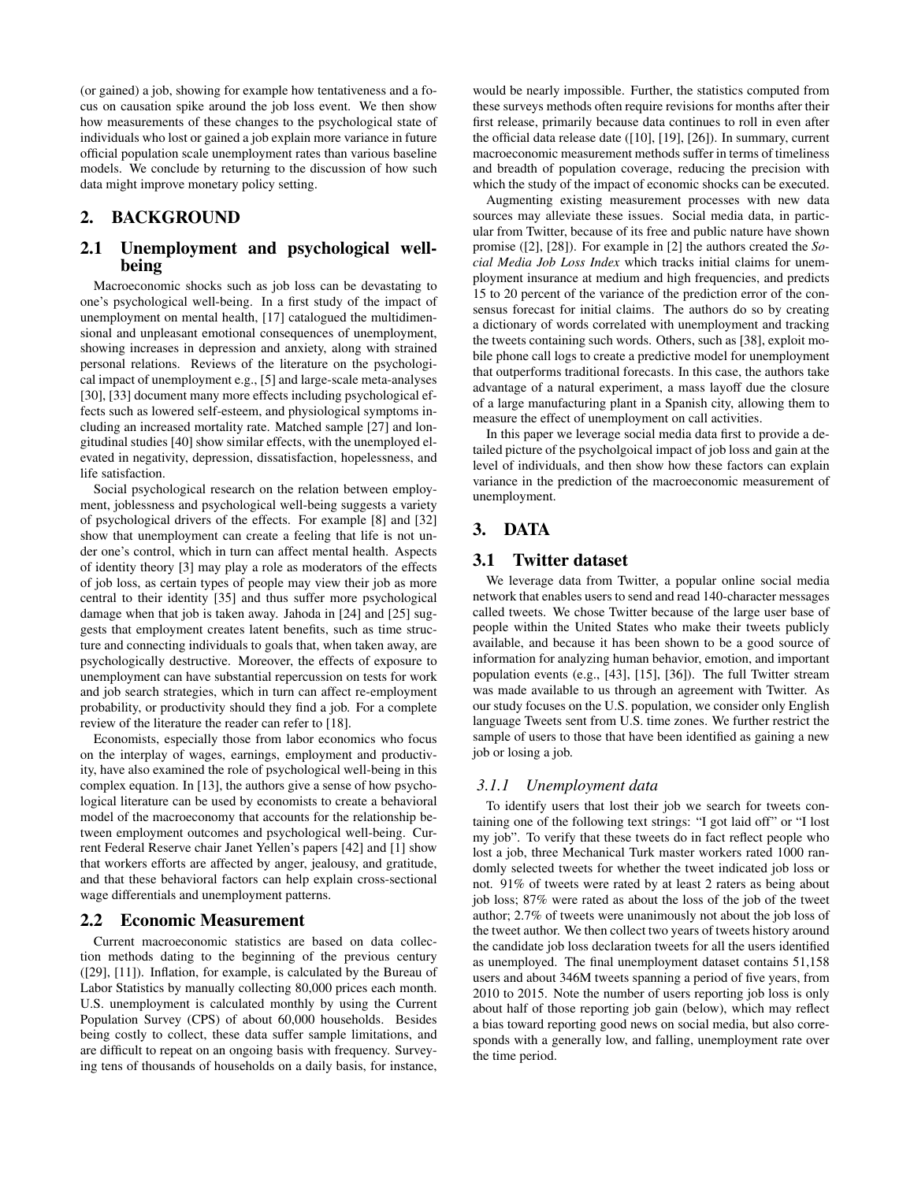(or gained) a job, showing for example how tentativeness and a focus on causation spike around the job loss event. We then show how measurements of these changes to the psychological state of individuals who lost or gained a job explain more variance in future official population scale unemployment rates than various baseline models. We conclude by returning to the discussion of how such data might improve monetary policy setting.

## 2. BACKGROUND

### 2.1 Unemployment and psychological well-being

Macroeconomic shocks such as job loss can be devastating to one's psychological well-being. In a first study of the impact of unemployment on mental health, [17] catalogued the multidimensional and unpleasant emotional consequences of unemployment, showing increases in depression and anxiety, along with strained personal relations. Reviews of the literature on the psychological impact of unemployment e.g., [5] and large-scale meta-analyses [30], [33] document many more effects including psychological effects such as lowered self-esteem, and physiological symptoms including an increased mortality rate. Matched sample [27] and longitudinal studies [40] show similar effects, with the unemployed elevated in negativity, depression, dissatisfaction, hopelessness, and life satisfaction.

Social psychological research on the relation between employment, joblessness and psychological well-being suggests a variety of psychological drivers of the effects. For example [8] and [32] show that unemployment can create a feeling that life is not under one's control, which in turn can affect mental health. Aspects of identity theory [3] may play a role as moderators of the effects of job loss, as certain types of people may view their job as more central to their identity [35] and thus suffer more psychological damage when that job is taken away. Jahoda in [24] and [25] suggests that employment creates latent benefits, such as time structure and connecting individuals to goals that, when taken away, are psychologically destructive. Moreover, the effects of exposure to unemployment can have substantial repercussion on tests for work and job search strategies, which in turn can affect re-employment probability, or productivity should they find a job. For a complete review of the literature the reader can refer to [18].

Economists, especially those from labor economics who focus on the interplay of wages, earnings, employment and productivity, have also examined the role of psychological well-being in this complex equation. In [13], the authors give a sense of how psychological literature can be used by economists to create a behavioral model of the macroeconomy that accounts for the relationship between employment outcomes and psychological well-being. Current Federal Reserve chair Janet Yellen's papers [42] and [1] show that workers efforts are affected by anger, jealousy, and gratitude, and that these behavioral factors can help explain cross-sectional wage differentials and unemployment patterns.

### 2.2 Economic Measurement

Current macroeconomic statistics are based on data collection methods dating to the beginning of the previous century ([29], [11]). Inflation, for example, is calculated by the Bureau of Labor Statistics by manually collecting 80,000 prices each month. U.S. unemployment is calculated monthly by using the Current Population Survey (CPS) of about 60,000 households. Besides being costly to collect, these data suffer sample limitations, and are difficult to repeat on an ongoing basis with frequency. Surveying tens of thousands of households on a daily basis, for instance, would be nearly impossible. Further, the statistics computed from these surveys methods often require revisions for months after their first release, primarily because data continues to roll in even after the official data release date ([10], [19], [26]). In summary, current macroeconomic measurement methods suffer in terms of timeliness and breadth of population coverage, reducing the precision with which the study of the impact of economic shocks can be executed.

Augmenting existing measurement processes with new data sources may alleviate these issues. Social media data, in particular from Twitter, because of its free and public nature have shown promise ([2], [28]). For example in [2] the authors created the *Social Media Job Loss Index* which tracks initial claims for unemployment insurance at medium and high frequencies, and predicts 15 to 20 percent of the variance of the prediction error of the consensus forecast for initial claims. The authors do so by creating a dictionary of words correlated with unemployment and tracking the tweets containing such words. Others, such as [38], exploit mobile phone call logs to create a predictive model for unemployment that outperforms traditional forecasts. In this case, the authors take advantage of a natural experiment, a mass layoff due the closure of a large manufacturing plant in a Spanish city, allowing them to measure the effect of unemployment on call activities.

In this paper we leverage social media data first to provide a detailed picture of the psycholgoical impact of job loss and gain at the level of individuals, and then show how these factors can explain variance in the prediction of the macroeconomic measurement of unemployment.

## 3. DATA

### 3.1 Twitter dataset

We leverage data from Twitter, a popular online social media network that enables users to send and read 140-character messages called tweets. We chose Twitter because of the large user base of people within the United States who make their tweets publicly available, and because it has been shown to be a good source of information for analyzing human behavior, emotion, and important population events (e.g., [43], [15], [36]). The full Twitter stream was made available to us through an agreement with Twitter. As our study focuses on the U.S. population, we consider only English language Tweets sent from U.S. time zones. We further restrict the sample of users to those that have been identified as gaining a new job or losing a job.

#### *3.1.1 Unemployment data*

To identify users that lost their job we search for tweets containing one of the following text strings: "I got laid off" or "I lost my job". To verify that these tweets do in fact reflect people who lost a job, three Mechanical Turk master workers rated 1000 randomly selected tweets for whether the tweet indicated job loss or not. 91% of tweets were rated by at least 2 raters as being about job loss; 87% were rated as about the loss of the job of the tweet author; 2.7% of tweets were unanimously not about the job loss of the tweet author. We then collect two years of tweets history around the candidate job loss declaration tweets for all the users identified as unemployed. The final unemployment dataset contains 51,158 users and about 346M tweets spanning a period of five years, from 2010 to 2015. Note the number of users reporting job loss is only about half of those reporting job gain (below), which may reflect a bias toward reporting good news on social media, but also corresponds with a generally low, and falling, unemployment rate over the time period.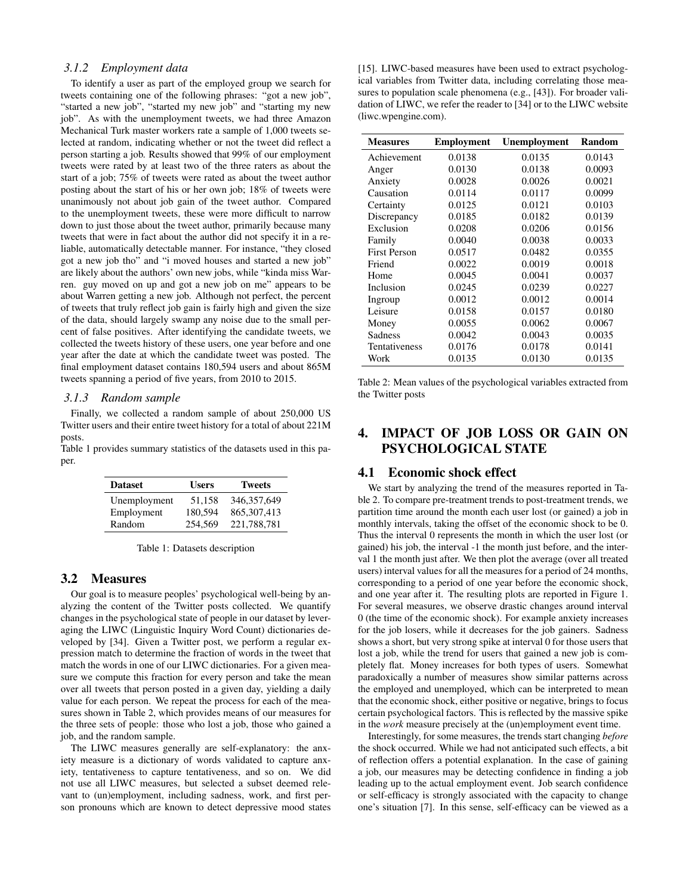#### 3.1.2 Employment data

To identify a user as part of the employed group we search for tweets containing one of the following phrases: "got a new job", "started a new job", "started my new job" and "starting my new job". As with the unemployment tweets, we had three Amazon Mechanical Turk master workers rate a sample of 1,000 tweets selected at random, indicating whether or not the tweet did reflect a person starting a job. Results showed that 99% of our employment tweets were rated by at least two of the three raters as about the start of a job; 75% of tweets were rated as about the tweet author posting about the start of his or her own job; 18% of tweets were unanimously not about job gain of the tweet author. Compared to the unemployment tweets, these were more difficult to narrow down to just those about the tweet author, primarily because many tweets that were in fact about the author did not specify it in a reliable, automatically detectable manner. For instance, "they closed got a new job tho" and "i moved houses and started a new job" are likely about the authors' own new jobs, while "kinda miss Warren. guy moved on up and got a new job on me" appears to be about Warren getting a new job. Although not perfect, the percent of tweets that truly reflect job gain is fairly high and given the size of the data, should largely swamp any noise due to the small percent of false positives. After identifying the candidate tweets, we collected the tweets history of these users, one year before and one year after the date at which the candidate tweet was posted. The final employment dataset contains 180,594 users and about 865M tweets spanning a period of five years, from 2010 to 2015.

#### 3.1.3 Random sample

Finally, we collected a random sample of about 250,000 US Twitter users and their entire tweet history for a total of about 221M posts.

Table 1 provides summary statistics of the datasets used in this paper.

| Dataset | Users | Tweets |
|---|---|---|
| Unemployment | 51,158 | 346,357,649 |
| Employment | 180,594 | 865,307,413 |
| Random | 254,569 | 221,788,781 |

Table 1: Datasets description

## 3.2 Measures

Our goal is to measure peoples' psychological well-being by analyzing the content of the Twitter posts collected. We quantify changes in the psychological state of people in our dataset by leveraging the LIWC (Linguistic Inquiry Word Count) dictionaries developed by [34]. Given a Twitter post, we perform a regular expression match to determine the fraction of words in the tweet that match the words in one of our LIWC dictionaries. For a given measure we compute this fraction for every person and take the mean over all tweets that person posted in a given day, yielding a daily value for each person. We repeat the process for each of the measures shown in Table 2, which provides means of our measures for the three sets of people: those who lost a job, those who gained a job, and the random sample.

The LIWC measures generally are self-explanatory: the anxiety measure is a dictionary of words validated to capture anxiety, tentativeness to capture tentativeness, and so on. We did not use all LIWC measures, but selected a subset deemed relevant to (un)employment, including sadness, work, and first person pronouns which are known to detect depressive mood states [15]. LIWC-based measures have been used to extract psychological variables from Twitter data, including correlating those measures to population scale phenomena (e.g., [43]). For broader validation of LIWC, we refer the reader to [34] or to the LIWC website (liwc.wpengine.com).

| Measures | Employment | Unemployment | Random |
|---|---|---|---|
| Achievement | 0.0138 | 0.0135 | 0.0143 |
| Anger | 0.0130 | 0.0138 | 0.0093 |
| Anxiety | 0.0028 | 0.0026 | 0.0021 |
| Causation | 0.0114 | 0.0117 | 0.0099 |
| Certainty | 0.0125 | 0.0121 | 0.0103 |
| Discrepancy | 0.0185 | 0.0182 | 0.0139 |
| Exclusion | 0.0208 | 0.0206 | 0.0156 |
| Family | 0.0040 | 0.0038 | 0.0033 |
| First Person | 0.0517 | 0.0482 | 0.0355 |
| Friend | 0.0022 | 0.0019 | 0.0018 |
| Home | 0.0045 | 0.0041 | 0.0037 |
| Inclusion | 0.0245 | 0.0239 | 0.0227 |
| Ingroup | 0.0012 | 0.0012 | 0.0014 |
| Leisure | 0.0158 | 0.0157 | 0.0180 |
| Money | 0.0055 | 0.0062 | 0.0067 |
| Sadness | 0.0042 | 0.0043 | 0.0035 |
| Tentativeness | 0.0176 | 0.0178 | 0.0141 |
| Work | 0.0135 | 0.0130 | 0.0135 |

Table 2: Mean values of the psychological variables extracted from the Twitter posts

# 4. IMPACT OF JOB LOSS OR GAIN ON PSYCHOLOGICAL STATE

## 4.1 Economic shock effect

We start by analyzing the trend of the measures reported in Table 2. To compare pre-treatment trends to post-treatment trends, we partition time around the month each user lost (or gained) a job in monthly intervals, taking the offset of the economic shock to be 0. Thus the interval 0 represents the month in which the user lost (or gained) his job, the interval -1 the month just before, and the interval 1 the month just after. We then plot the average (over all treated users) interval values for all the measures for a period of 24 months, corresponding to a period of one year before the economic shock, and one year after it. The resulting plots are reported in Figure 1. For several measures, we observe drastic changes around interval 0 (the time of the economic shock). For example anxiety increases for the job losers, while it decreases for the job gainers. Sadness shows a short, but very strong spike at interval 0 for those users that lost a job, while the trend for users that gained a new job is completely flat. Money increases for both types of users. Somewhat paradoxically a number of measures show similar patterns across the employed and unemployed, which can be interpreted to mean that the economic shock, either positive or negative, brings to focus certain psychological factors. This is reflected by the massive spike in the *work* measure precisely at the (un)employment event time.

Interestingly, for some measures, the trends start changing *before* the shock occurred. While we had not anticipated such effects, a bit of reflection offers a potential explanation. In the case of gaining a job, our measures may be detecting confidence in finding a job leading up to the actual employment event. Job search confidence or self-efficacy is strongly associated with the capacity to change one's situation [7]. In this sense, self-efficacy can be viewed as a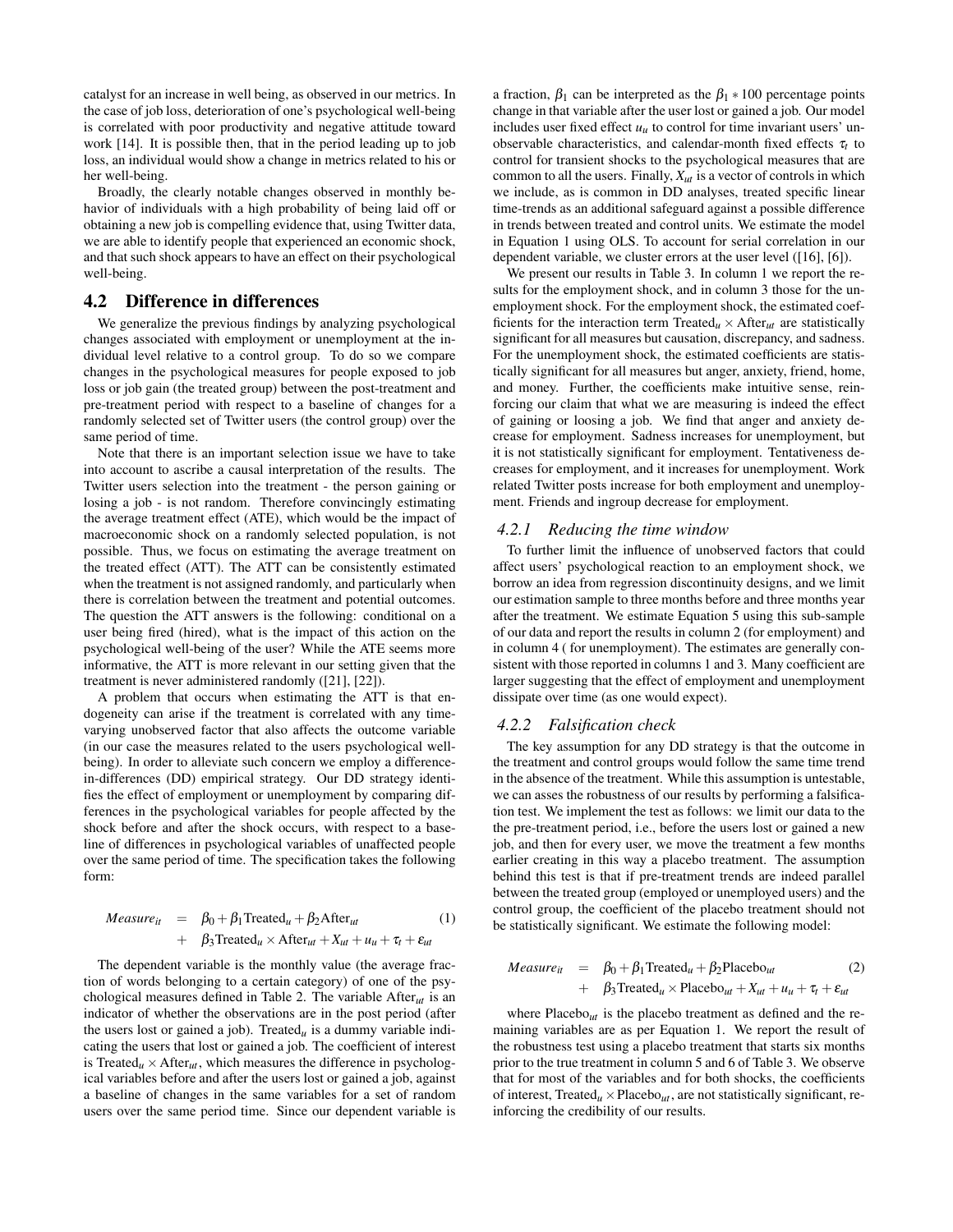catalyst for an increase in well being, as observed in our metrics. In the case of job loss, deterioration of one's psychological well-being is correlated with poor productivity and negative attitude toward work [14]. It is possible then, that in the period leading up to job loss, an individual would show a change in metrics related to his or her well-being.

Broadly, the clearly notable changes observed in monthly behavior of individuals with a high probability of being laid off or obtaining a new job is compelling evidence that, using Twitter data, we are able to identify people that experienced an economic shock, and that such shock appears to have an effect on their psychological well-being.

## 4.2 Difference in differences

We generalize the previous findings by analyzing psychological changes associated with employment or unemployment at the individual level relative to a control group. To do so we compare changes in the psychological measures for people exposed to job loss or job gain (the treated group) between the post-treatment and pre-treatment period with respect to a baseline of changes for a randomly selected set of Twitter users (the control group) over the same period of time.

Note that there is an important selection issue we have to take into account to ascribe a causal interpretation of the results. The Twitter users selection into the treatment - the person gaining or losing a job - is not random. Therefore convincingly estimating the average treatment effect (ATE), which would be the impact of macroeconomic shock on a randomly selected population, is not possible. Thus, we focus on estimating the average treatment on the treated effect (ATT). The ATT can be consistently estimated when the treatment is not assigned randomly, and particularly when there is correlation between the treatment and potential outcomes. The question the ATT answers is the following: conditional on a user being fired (hired), what is the impact of this action on the psychological well-being of the user? While the ATE seems more informative, the ATT is more relevant in our setting given that the treatment is never administered randomly ([21], [22]).

A problem that occurs when estimating the ATT is that endogeneity can arise if the treatment is correlated with any time-varying unobserved factor that also affects the outcome variable (in our case the measures related to the users psychological well-being). In order to alleviate such concern we employ a difference-in-differences (DD) empirical strategy. Our DD strategy identifies the effect of employment or unemployment by comparing differences in the psychological variables for people affected by the shock before and after the shock occurs, with respect to a baseline of differences in psychological variables of unaffected people over the same period of time. The specification takes the following form:

$$\begin{aligned} Measure_{it} &= \beta_0 + \beta_1 \text{Treated}_u + \beta_2 \text{After}_{ut} \\ &+ \beta_3 \text{Treated}_u \times \text{After}_{ut} + X_{ut} + u_u + \tau_t + \varepsilon_{ut} \end{aligned} \quad (1)$$

The dependent variable is the monthly value (the average fraction of words belonging to a certain category) of one of the psychological measures defined in Table 2. The variable $\text{After}_{ut}$ is an indicator of whether the observations are in the post period (after the users lost or gained a job). $\text{Treated}_u$ is a dummy variable indicating the users that lost or gained a job. The coefficient of interest is $\text{Treated}_u \times \text{After}_{ut}$, which measures the difference in psychological variables before and after the users lost or gained a job, against a baseline of changes in the same variables for a set of random users over the same period time. Since our dependent variable is a fraction, $\beta_1$ can be interpreted as the $\beta_1 * 100$ percentage points change in that variable after the user lost or gained a job. Our model includes user fixed effect $u_u$ to control for time invariant users' unobservable characteristics, and calendar-month fixed effects $\tau_t$ to control for transient shocks to the psychological measures that are common to all the users. Finally, $X_{ut}$ is a vector of controls in which we include, as is common in DD analyses, treated specific linear time-trends as an additional safeguard against a possible difference in trends between treated and control units. We estimate the model in Equation 1 using OLS. To account for serial correlation in our dependent variable, we cluster errors at the user level ([16], [6]).

We present our results in Table 3. In column 1 we report the results for the employment shock, and in column 3 those for the unemployment shock. For the employment shock, the estimated coefficients for the interaction term $\text{Treated}_u \times \text{After}_{ut}$ are statistically significant for all measures but causation, discrepancy, and sadness. For the unemployment shock, the estimated coefficients are statistically significant for all measures but anger, anxiety, friend, home, and money. Further, the coefficients make intuitive sense, reinforcing our claim that what we are measuring is indeed the effect of gaining or loosing a job. We find that anger and anxiety decrease for employment. Sadness increases for unemployment, but it is not statistically significant for employment. Tentativeness decreases for employment, and it increases for unemployment. Work related Twitter posts increase for both employment and unemployment. Friends and ingroup decrease for employment.

### 4.2.1 Reducing the time window

To further limit the influence of unobserved factors that could affect users' psychological reaction to an employment shock, we borrow an idea from regression discontinuity designs, and we limit our estimation sample to three months before and three months year after the treatment. We estimate Equation 5 using this sub-sample of our data and report the results in column 2 (for employment) and in column 4 ( for unemployment). The estimates are generally consistent with those reported in columns 1 and 3. Many coefficient are larger suggesting that the effect of employment and unemployment dissipate over time (as one would expect).

### 4.2.2 Falsification check

The key assumption for any DD strategy is that the outcome in the treatment and control groups would follow the same time trend in the absence of the treatment. While this assumption is untestable, we can asses the robustness of our results by performing a falsification test. We implement the test as follows: we limit our data to the the pre-treatment period, i.e., before the users lost or gained a new job, and then for every user, we move the treatment a few months earlier creating in this way a placebo treatment. The assumption behind this test is that if pre-treatment trends are indeed parallel between the treated group (employed or unemployed users) and the control group, the coefficient of the placebo treatment should not be statistically significant. We estimate the following model:

$$\begin{aligned} Measure_{it} &= \beta_0 + \beta_1 \text{Treated}_u + \beta_2 \text{Placebo}_{ut} \\ &+ \beta_3 \text{Treated}_u \times \text{Placebo}_{ut} + X_{ut} + u_u + \tau_t + \varepsilon_{ut} \end{aligned} \quad (2)$$

where $\text{Placebo}_{ut}$ is the placebo treatment as defined and the remaining variables are as per Equation 1. We report the result of the robustness test using a placebo treatment that starts six months prior to the true treatment in column 5 and 6 of Table 3. We observe that for most of the variables and for both shocks, the coefficients of interest, $\text{Treated}_u \times \text{Placebo}_{ut}$, are not statistically significant, reinforcing the credibility of our results.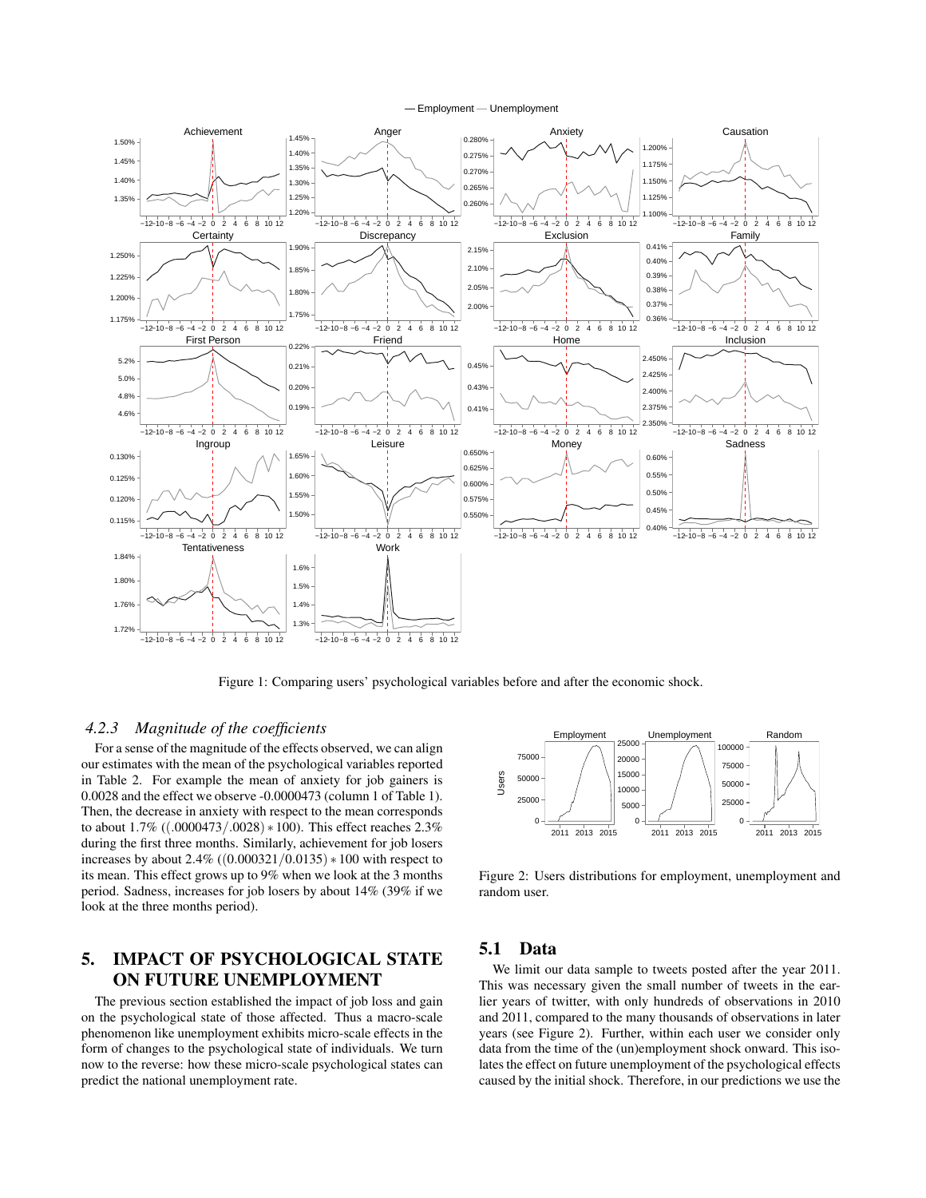Figure 1: Comparing users' psychological variables before and after the economic shock.

### 4.2.3 *Magnitude of the coefficients*

For a sense of the magnitude of the effects observed, we can align our estimates with the mean of the psychological variables reported in Table 2. For example the mean of anxiety for job gainers is 0.0028 and the effect we observe -0.0000473 (column 1 of Table 1). Then, the decrease in anxiety with respect to the mean corresponds to about 1.7% ($(.0000473/.0028) * 100$). This effect reaches 2.3% during the first three months. Similarly, achievement for job losers increases by about 2.4% ($(0.000321/0.0135) * 100$ with respect to its mean. This effect grows up to 9% when we look at the 3 months period. Sadness, increases for job losers by about 14% (39% if we look at the three months period).

## 5. IMPACT OF PSYCHOLOGICAL STATE ON FUTURE UNEMPLOYMENT

The previous section established the impact of job loss and gain on the psychological state of those affected. Thus a macro-scale phenomenon like unemployment exhibits micro-scale effects in the form of changes to the psychological state of individuals. We turn now to the reverse: how these micro-scale psychological states can predict the national unemployment rate.

Figure 2: Users distributions for employment, unemployment and random user.

### 5.1 Data

We limit our data sample to tweets posted after the year 2011. This was necessary given the small number of tweets in the earlier years of twitter, with only hundreds of observations in 2010 and 2011, compared to the many thousands of observations in later years (see Figure 2). Further, within each user we consider only data from the time of the (un)employment shock onward. This isolates the effect on future unemployment of the psychological effects caused by the initial shock. Therefore, in our predictions we use the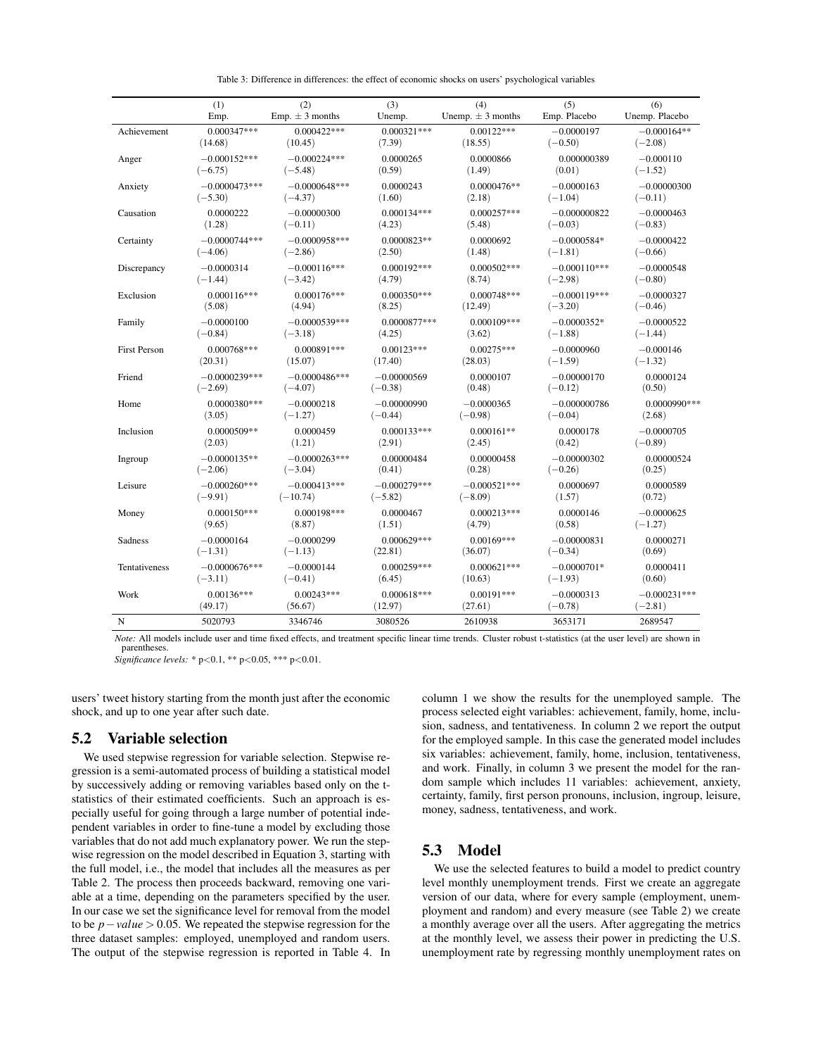Table 3: Difference in differences: the effect of economic shocks on users' psychological variables

| | (1) Emp. | (2) Emp. ± 3 months | (3) Unemp. | (4) Unemp. ± 3 months | (5) Emp. Placebo | (6) Unemp. Placebo |
|---|---|---|---|---|---|---|
| Achievement | 0.000347*** | 0.000422*** | 0.000321*** | 0.00122*** | −0.0000197 | −0.000164** |
| | (14.68) | (10.45) | (7.39) | (18.55) | (−0.50) | (−2.08) |
| Anger | −0.000152*** | −0.000224*** | 0.0000265 | 0.0000866 | 0.000000389 | −0.000110 |
| | (−6.75) | (−5.48) | (0.59) | (1.49) | (0.01) | (−1.52) |
| Anxiety | −0.0000473*** | −0.0000648*** | 0.0000243 | 0.0000476** | −0.0000163 | −0.00000300 |
| | (−5.30) | (−4.37) | (1.60) | (2.18) | (−1.04) | (−0.11) |
| Causation | 0.0000222 | −0.00000300 | 0.000134*** | 0.000257*** | −0.000000822 | −0.0000463 |
| | (1.28) | (−0.11) | (4.23) | (5.48) | (−0.03) | (−0.83) |
| Certainty | −0.0000744*** | −0.0000958*** | 0.0000823** | 0.0000692 | −0.0000584* | −0.0000422 |
| | (−4.06) | (−2.86) | (2.50) | (1.48) | (−1.81) | (−0.66) |
| Discrepancy | −0.0000314 | −0.000116*** | 0.000192*** | 0.000502*** | −0.000110*** | −0.0000548 |
| | (−1.44) | (−3.42) | (4.79) | (8.74) | (−2.98) | (−0.80) |
| Exclusion | 0.000116*** | 0.000176*** | 0.000350*** | 0.000748*** | −0.000119*** | −0.0000327 |
| | (5.08) | (4.94) | (8.25) | (12.49) | (−3.20) | (−0.46) |
| Family | −0.0000100 | −0.0000539*** | 0.0000877*** | 0.000109*** | −0.0000352* | −0.0000522 |
| | (−0.84) | (−3.18) | (4.25) | (3.62) | (−1.88) | (−1.44) |
| First Person | 0.000768*** | 0.000891*** | 0.00123*** | 0.00275*** | −0.0000960 | −0.000146 |
| | (20.31) | (15.07) | (17.40) | (28.03) | (−1.59) | (−1.32) |
| Friend | −0.0000239*** | −0.0000486*** | −0.00000569 | 0.0000107 | −0.00000170 | 0.0000124 |
| | (−2.69) | (−4.07) | (−0.38) | (0.48) | (−0.12) | (0.50) |
| Home | 0.0000380*** | −0.0000218 | −0.00000990 | −0.0000365 | −0.000000786 | 0.0000990*** |
| | (3.05) | (−1.27) | (−0.44) | (−0.98) | (−0.04) | (2.68) |
| Inclusion | 0.0000509** | 0.0000459 | 0.000133*** | 0.000161** | 0.0000178 | −0.0000705 |
| | (2.03) | (1.21) | (2.91) | (2.45) | (0.42) | (−0.89) |
| Ingroup | −0.0000135** | −0.0000263*** | 0.00000484 | 0.00000458 | −0.00000302 | 0.00000524 |
| | (−2.06) | (−3.04) | (0.41) | (0.28) | (−0.26) | (0.25) |
| Leisure | −0.000260*** | −0.000413*** | −0.000279*** | −0.000521*** | 0.0000697 | 0.0000589 |
| | (−9.91) | (−10.74) | (−5.82) | (−8.09) | (1.57) | (0.72) |
| Money | 0.000150*** | 0.000198*** | 0.0000467 | 0.000213*** | 0.0000146 | −0.0000625 |
| | (9.65) | (8.87) | (1.51) | (4.79) | (0.58) | (−1.27) |
| Sadness | −0.0000164 | −0.0000299 | 0.000629*** | 0.00169*** | −0.00000831 | 0.0000271 |
| | (−1.31) | (−1.13) | (22.81) | (36.07) | (−0.34) | (0.69) |
| Tentativeness | −0.0000676*** | −0.0000144 | 0.000259*** | 0.000621*** | −0.0000701* | 0.0000411 |
| | (−3.11) | (−0.41) | (6.45) | (10.63) | (−1.93) | (0.60) |
| Work | 0.00136*** | 0.00243*** | 0.000618*** | 0.00191*** | −0.0000313 | −0.000231*** |
| | (49.17) | (56.67) | (12.97) | (27.61) | (−0.78) | (−2.81) |
| N | 5020793 | 3346746 | 3080526 | 2610938 | 3653171 | 2689547 |

*Note:* All models include user and time fixed effects, and treatment specific linear time trends. Cluster robust t-statistics (at the user level) are shown in parentheses.

*Significance levels:* * p<0.1, ** p<0.05, *** p<0.01.

users' tweet history starting from the month just after the economic shock, and up to one year after such date.

## 5.2 Variable selection

We used stepwise regression for variable selection. Stepwise regression is a semi-automated process of building a statistical model by successively adding or removing variables based only on the t-statistics of their estimated coefficients. Such an approach is especially useful for going through a large number of potential independent variables in order to fine-tune a model by excluding those variables that do not add much explanatory power. We run the stepwise regression on the model described in Equation 3, starting with the full model, i.e., the model that includes all the measures as per Table 2. The process then proceeds backward, removing one variable at a time, depending on the parameters specified by the user. In our case we set the significance level for removal from the model to be $p-value > 0.05$. We repeated the stepwise regression for the three dataset samples: employed, unemployed and random users. The output of the stepwise regression is reported in Table 4. In column 1 we show the results for the unemployed sample. The process selected eight variables: achievement, family, home, inclusion, sadness, and tentativeness. In column 2 we report the output for the employed sample. In this case the generated model includes six variables: achievement, family, home, inclusion, tentativeness, and work. Finally, in column 3 we present the model for the random sample which includes 11 variables: achievement, anxiety, certainty, family, first person pronouns, inclusion, ingroup, leisure, money, sadness, tentativeness, and work.

## 5.3 Model

We use the selected features to build a model to predict country level monthly unemployment trends. First we create an aggregate version of our data, where for every sample (employment, unemployment and random) and every measure (see Table 2) we create a monthly average over all the users. After aggregating the metrics at the monthly level, we assess their power in predicting the U.S. unemployment rate by regressing monthly unemployment rates on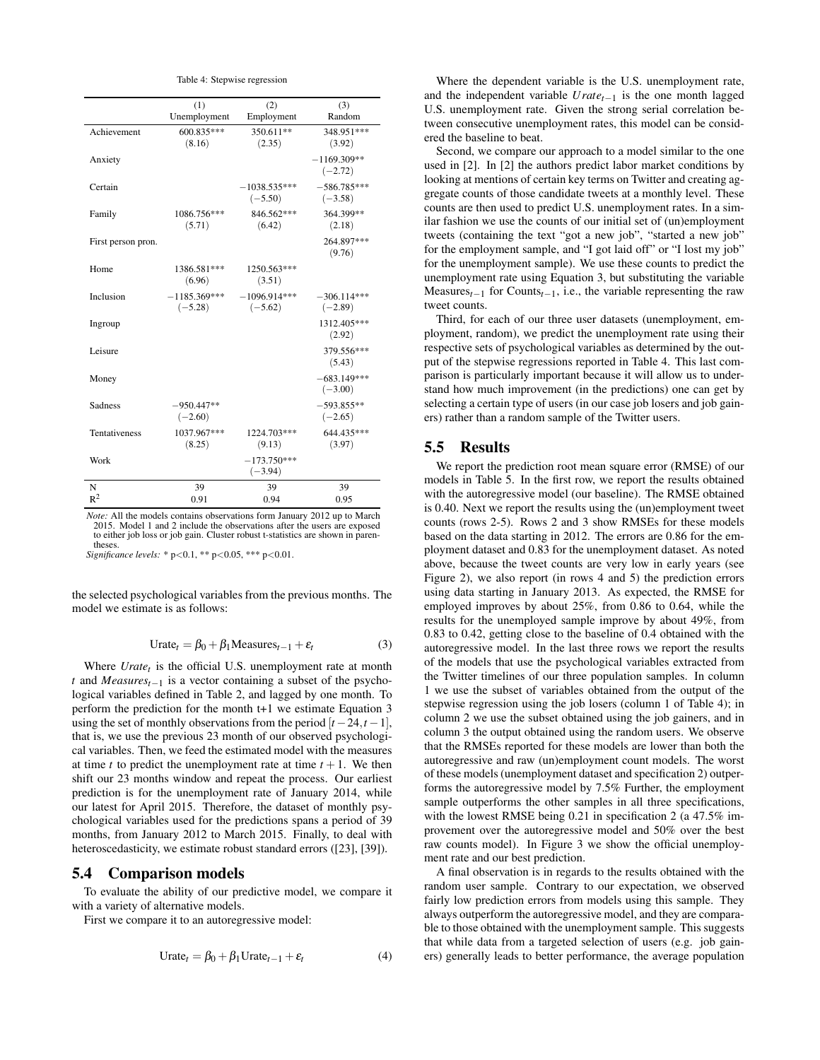Table 4: Stepwise regression

| | (1) Unemployment | (2) Employment | (3) Random |
|---|---|---|---|
| Achievement | 600.835*** | 350.611** | 348.951*** |
| | (8.16) | (2.35) | (3.92) |
| Anxiety | | | −1169.309** |
| | | | (−2.72) |
| Certain | | −1038.535*** | −586.785*** |
| | | (−5.50) | (−3.58) |
| Family | 1086.756*** | 846.562*** | 364.399** |
| | (5.71) | (6.42) | (2.18) |
| First person pron. | | | 264.897*** |
| | | | (9.76) |
| Home | 1386.581*** | 1250.563*** | |
| | (6.96) | (3.51) | |
| Inclusion | −1185.369*** | −1096.914*** | −306.114*** |
| | (−5.28) | (−5.62) | (−2.89) |
| Ingroup | | | 1312.405*** |
| | | | (2.92) |
| Leisure | | | 379.556*** |
| | | | (5.43) |
| Money | | | −683.149*** |
| | | | (−3.00) |
| Sadness | −950.447** | | −593.855** |
| | (−2.60) | | (−2.65) |
| Tentativeness | 1037.967*** | 1224.703*** | 644.435*** |
| | (8.25) | (9.13) | (3.97) |
| Work | | −173.750*** | |
| | | (−3.94) | |
| N | 39 | 39 | 39 |
| $R^2$ | 0.91 | 0.94 | 0.95 |

*Note:* All the models contains observations form January 2012 up to March 2015. Model 1 and 2 include the observations after the users are exposed to either job loss or job gain. Cluster robust t-statistics are shown in parentheses.
*Significance levels:* * p<0.1, ** p<0.05, *** p<0.01.

the selected psychological variables from the previous months. The model we estimate is as follows:

$$\text{Urate}_t = \beta_0 + \beta_1 \text{Measures}_{t-1} + \varepsilon_t \tag{3}$$

Where $Urate_t$ is the official U.S. unemployment rate at month $t$ and $Measures_{t-1}$ is a vector containing a subset of the psychological variables defined in Table 2, and lagged by one month. To perform the prediction for the month t+1 we estimate Equation 3 using the set of monthly observations from the period $[t-24, t-1]$, that is, we use the previous 23 month of our observed psychological variables. Then, we feed the estimated model with the measures at time $t$ to predict the unemployment rate at time $t+1$. We then shift our 23 months window and repeat the process. Our earliest prediction is for the unemployment rate of January 2014, while our latest for April 2015. Therefore, the dataset of monthly psychological variables used for the predictions spans a period of 39 months, from January 2012 to March 2015. Finally, to deal with heteroscedasticity, we estimate robust standard errors ([23], [39]).

## 5.4 Comparison models

To evaluate the ability of our predictive model, we compare it with a variety of alternative models.

First we compare it to an autoregressive model:

$$\text{Urate}_t = \beta_0 + \beta_1 \text{Urate}_{t-1} + \varepsilon_t \tag{4}$$

Where the dependent variable is the U.S. unemployment rate, and the independent variable $Urate_{t-1}$ is the one month lagged U.S. unemployment rate. Given the strong serial correlation between consecutive unemployment rates, this model can be considered the baseline to beat.

Second, we compare our approach to a model similar to the one used in [2]. In [2] the authors predict labor market conditions by looking at mentions of certain key terms on Twitter and creating aggregate counts of those candidate tweets at a monthly level. These counts are then used to predict U.S. unemployment rates. In a similar fashion we use the counts of our initial set of (un)employment tweets (containing the text "got a new job", "started a new job" for the employment sample, and "I got laid off" or "I lost my job" for the unemployment sample). We use these counts to predict the unemployment rate using Equation 3, but substituting the variable $\text{Measures}_{t-1}$ for $\text{Counts}_{t-1}$, i.e., the variable representing the raw tweet counts.

Third, for each of our three user datasets (unemployment, employment, random), we predict the unemployment rate using their respective sets of psychological variables as determined by the output of the stepwise regressions reported in Table 4. This last comparison is particularly important because it will allow us to understand how much improvement (in the predictions) one can get by selecting a certain type of users (in our case job losers and job gainers) rather than a random sample of the Twitter users.

## 5.5 Results

We report the prediction root mean square error (RMSE) of our models in Table 5. In the first row, we report the results obtained with the autoregressive model (our baseline). The RMSE obtained is 0.40. Next we report the results using the (un)employment tweet counts (rows 2-5). Rows 2 and 3 show RMSEs for these models based on the data starting in 2012. The errors are 0.86 for the employment dataset and 0.83 for the unemployment dataset. As noted above, because the tweet counts are very low in early years (see Figure 2), we also report (in rows 4 and 5) the prediction errors using data starting in January 2013. As expected, the RMSE for employed improves by about 25%, from 0.86 to 0.64, while the results for the unemployed sample improve by about 49%, from 0.83 to 0.42, getting close to the baseline of 0.4 obtained with the autoregressive model. In the last three rows we report the results of the models that use the psychological variables extracted from the Twitter timelines of our three population samples. In column 1 we use the subset of variables obtained from the output of the stepwise regression using the job losers (column 1 of Table 4); in column 2 we use the subset obtained using the job gainers, and in column 3 the output obtained using the random users. We observe that the RMSEs reported for these models are lower than both the autoregressive and raw (un)employment count models. The worst of these models (unemployment dataset and specification 2) outperforms the autoregressive model by 7.5% Further, the employment sample outperforms the other samples in all three specifications, with the lowest RMSE being 0.21 in specification 2 (a 47.5% improvement over the autoregressive model and 50% over the best raw counts model). In Figure 3 we show the official unemployment rate and our best prediction.

A final observation is in regards to the results obtained with the random user sample. Contrary to our expectation, we observed fairly low prediction errors from models using this sample. They always outperform the autoregressive model, and they are comparable to those obtained with the unemployment sample. This suggests that while data from a targeted selection of users (e.g. job gainers) generally leads to better performance, the average population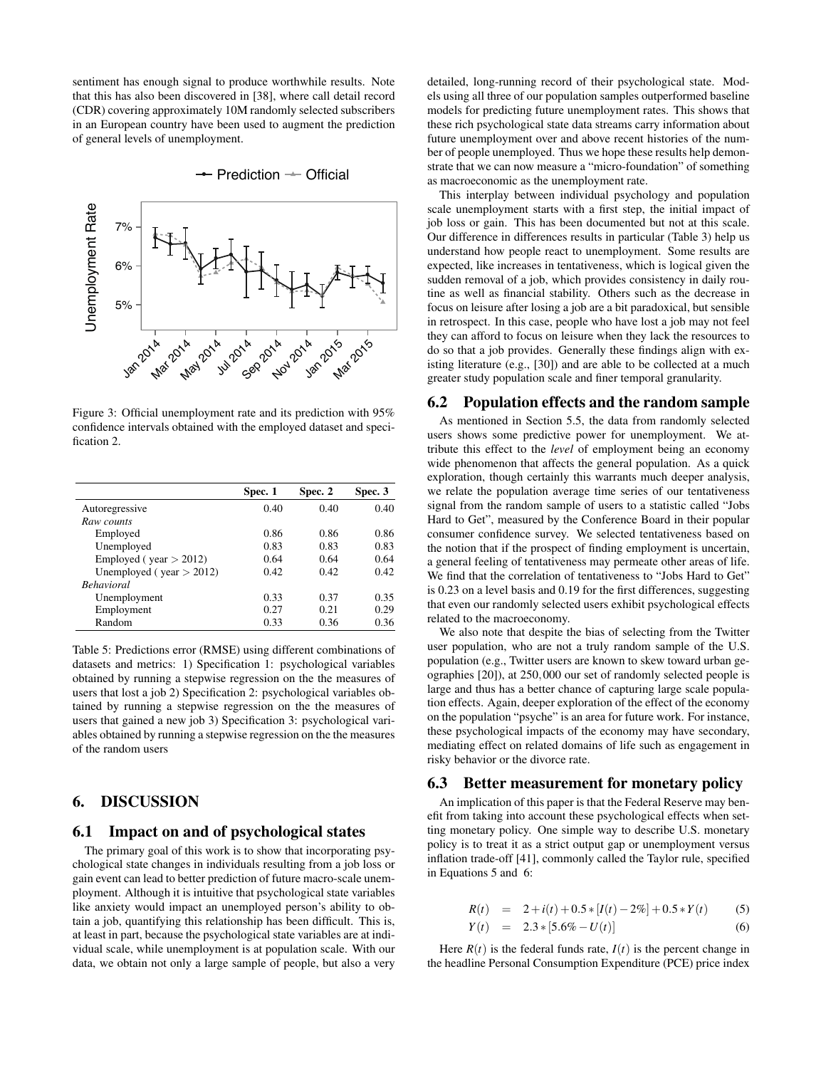sentiment has enough signal to produce worthwhile results. Note that this has also been discovered in [38], where call detail record (CDR) covering approximately 10M randomly selected subscribers in an European country have been used to augment the prediction of general levels of unemployment.

Prediction Official

Unemployment Rate

7%
6%
5%

Jan 2014 Mar 2014 May 2014 Jul 2014 Sep 2014 Nov 2014 Jan 2015 Mar 2015

Figure 3: Official unemployment rate and its prediction with 95% confidence intervals obtained with the employed dataset and specification 2.

| | Spec. 1 | Spec. 2 | Spec. 3 |
|---|---|---|---|
| Autoregressive | 0.40 | 0.40 | 0.40 |
| *Raw counts* | | | |
| Employed | 0.86 | 0.86 | 0.86 |
| Unemployed | 0.83 | 0.83 | 0.83 |
| Employed ( year > 2012) | 0.64 | 0.64 | 0.64 |
| Unemployed ( year > 2012) | 0.42 | 0.42 | 0.42 |
| *Behavioral* | | | |
| Unemployment | 0.33 | 0.37 | 0.35 |
| Employment | 0.27 | 0.21 | 0.29 |
| Random | 0.33 | 0.36 | 0.36 |

Table 5: Predictions error (RMSE) using different combinations of datasets and metrics: 1) Specification 1: psychological variables obtained by running a stepwise regression on the the measures of users that lost a job 2) Specification 2: psychological variables obtained by running a stepwise regression on the the measures of users that gained a new job 3) Specification 3: psychological variables obtained by running a stepwise regression on the the measures of the random users

## 6. DISCUSSION

### 6.1 Impact on and of psychological states

The primary goal of this work is to show that incorporating psychological state changes in individuals resulting from a job loss or gain event can lead to better prediction of future macro-scale unemployment. Although it is intuitive that psychological state variables like anxiety would impact an unemployed person's ability to obtain a job, quantifying this relationship has been difficult. This is, at least in part, because the psychological state variables are at individual scale, while unemployment is at population scale. With our data, we obtain not only a large sample of people, but also a very detailed, long-running record of their psychological state. Models using all three of our population samples outperformed baseline models for predicting future unemployment rates. This shows that these rich psychological state data streams carry information about future unemployment over and above recent histories of the number of people unemployed. Thus we hope these results help demonstrate that we can now measure a "micro-foundation" of something as macroeconomic as the unemployment rate.

This interplay between individual psychology and population scale unemployment starts with a first step, the initial impact of job loss or gain. This has been documented but not at this scale. Our difference in differences results in particular (Table 3) help us understand how people react to unemployment. Some results are expected, like increases in tentativeness, which is logical given the sudden removal of a job, which provides consistency in daily routine as well as financial stability. Others such as the decrease in focus on leisure after losing a job are a bit paradoxical, but sensible in retrospect. In this case, people who have lost a job may not feel they can afford to focus on leisure when they lack the resources to do so that a job provides. Generally these findings align with existing literature (e.g., [30]) and are able to be collected at a much greater study population scale and finer temporal granularity.

### 6.2 Population effects and the random sample

As mentioned in Section 5.5, the data from randomly selected users shows some predictive power for unemployment. We attribute this effect to the *level* of employment being an economy wide phenomenon that affects the general population. As a quick exploration, though certainly this warrants much deeper analysis, we relate the population average time series of our tentativeness signal from the random sample of users to a statistic called "Jobs Hard to Get", measured by the Conference Board in their popular consumer confidence survey. We selected tentativeness based on the notion that if the prospect of finding employment is uncertain, a general feeling of tentativeness may permeate other areas of life. We find that the correlation of tentativeness to "Jobs Hard to Get" is 0.23 on a level basis and 0.19 for the first differences, suggesting that even our randomly selected users exhibit psychological effects related to the macroeconomy.

We also note that despite the bias of selecting from the Twitter user population, who are not a truly random sample of the U.S. population (e.g., Twitter users are known to skew toward urban geographies [20]), at 250,000 our set of randomly selected people is large and thus has a better chance of capturing large scale population effects. Again, deeper exploration of the effect of the economy on the population "psyche" is an area for future work. For instance, these psychological impacts of the economy may have secondary, mediating effect on related domains of life such as engagement in risky behavior or the divorce rate.

### 6.3 Better measurement for monetary policy

An implication of this paper is that the Federal Reserve may benefit from taking into account these psychological effects when setting monetary policy. One simple way to describe U.S. monetary policy is to treat it as a strict output gap or unemployment versus inflation trade-off [41], commonly called the Taylor rule, specified in Equations 5 and 6:

$$R(t) = 2 + i(t) + 0.5 * [I(t) - 2\%] + 0.5 * Y(t) \quad (5)$$

$$Y(t) = 2.3 * [5.6\% - U(t)] \quad (6)$$

Here $R(t)$ is the federal funds rate, $I(t)$ is the percent change in the headline Personal Consumption Expenditure (PCE) price index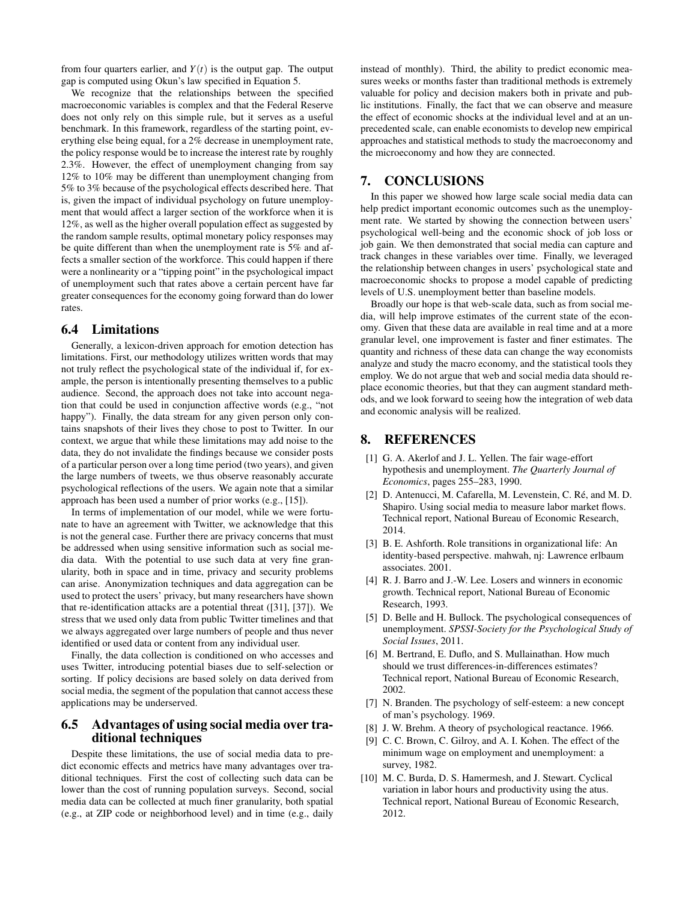from four quarters earlier, and $Y(t)$ is the output gap. The output gap is computed using Okun's law specified in Equation 5.

We recognize that the relationships between the specified macroeconomic variables is complex and that the Federal Reserve does not only rely on this simple rule, but it serves as a useful benchmark. In this framework, regardless of the starting point, everything else being equal, for a 2% decrease in unemployment rate, the policy response would be to increase the interest rate by roughly 2.3%. However, the effect of unemployment changing from say 12% to 10% may be different than unemployment changing from 5% to 3% because of the psychological effects described here. That is, given the impact of individual psychology on future unemployment that would affect a larger section of the workforce when it is 12%, as well as the higher overall population effect as suggested by the random sample results, optimal monetary policy responses may be quite different than when the unemployment rate is 5% and affects a smaller section of the workforce. This could happen if there were a nonlinearity or a "tipping point" in the psychological impact of unemployment such that rates above a certain percent have far greater consequences for the economy going forward than do lower rates.

### 6.4 Limitations

Generally, a lexicon-driven approach for emotion detection has limitations. First, our methodology utilizes written words that may not truly reflect the psychological state of the individual if, for example, the person is intentionally presenting themselves to a public audience. Second, the approach does not take into account negation that could be used in conjunction affective words (e.g., "not happy"). Finally, the data stream for any given person only contains snapshots of their lives they chose to post to Twitter. In our context, we argue that while these limitations may add noise to the data, they do not invalidate the findings because we consider posts of a particular person over a long time period (two years), and given the large numbers of tweets, we thus observe reasonably accurate psychological reflections of the users. We again note that a similar approach has been used a number of prior works (e.g., [15]).

In terms of implementation of our model, while we were fortunate to have an agreement with Twitter, we acknowledge that this is not the general case. Further there are privacy concerns that must be addressed when using sensitive information such as social media data. With the potential to use such data at very fine granularity, both in space and in time, privacy and security problems can arise. Anonymization techniques and data aggregation can be used to protect the users' privacy, but many researchers have shown that re-identification attacks are a potential threat ([31], [37]). We stress that we used only data from public Twitter timelines and that we always aggregated over large numbers of people and thus never identified or used data or content from any individual user.

Finally, the data collection is conditioned on who accesses and uses Twitter, introducing potential biases due to self-selection or sorting. If policy decisions are based solely on data derived from social media, the segment of the population that cannot access these applications may be underserved.

### 6.5 Advantages of using social media over traditional techniques

Despite these limitations, the use of social media data to predict economic effects and metrics have many advantages over traditional techniques. First the cost of collecting such data can be lower than the cost of running population surveys. Second, social media data can be collected at much finer granularity, both spatial (e.g., at ZIP code or neighborhood level) and in time (e.g., daily instead of monthly). Third, the ability to predict economic measures weeks or months faster than traditional methods is extremely valuable for policy and decision makers both in private and public institutions. Finally, the fact that we can observe and measure the effect of economic shocks at the individual level and at an unprecedented scale, can enable economists to develop new empirical approaches and statistical methods to study the macroeconomy and the microeconomy and how they are connected.

## 7. CONCLUSIONS

In this paper we showed how large scale social media data can help predict important economic outcomes such as the unemployment rate. We started by showing the connection between users' psychological well-being and the economic shock of job loss or job gain. We then demonstrated that social media can capture and track changes in these variables over time. Finally, we leveraged the relationship between changes in users' psychological state and macroeconomic shocks to propose a model capable of predicting levels of U.S. unemployment better than baseline models.

Broadly our hope is that web-scale data, such as from social media, will help improve estimates of the current state of the economy. Given that these data are available in real time and at a more granular level, one improvement is faster and finer estimates. The quantity and richness of these data can change the way economists analyze and study the macro economy, and the statistical tools they employ. We do not argue that web and social media data should replace economic theories, but that they can augment standard methods, and we look forward to seeing how the integration of web data and economic analysis will be realized.

## 8. REFERENCES

[1] G. A. Akerlof and J. L. Yellen. The fair wage-effort hypothesis and unemployment. *The Quarterly Journal of Economics*, pages 255–283, 1990.

[2] D. Antenucci, M. Cafarella, M. Levenstein, C. Ré, and M. D. Shapiro. Using social media to measure labor market flows. Technical report, National Bureau of Economic Research, 2014.

[3] B. E. Ashforth. Role transitions in organizational life: An identity-based perspective. mahwah, nj: Lawrence erlbaum associates. 2001.

[4] R. J. Barro and J.-W. Lee. Losers and winners in economic growth. Technical report, National Bureau of Economic Research, 1993.

[5] D. Belle and H. Bullock. The psychological consequences of unemployment. *SPSSI-Society for the Psychological Study of Social Issues*, 2011.

[6] M. Bertrand, E. Duflo, and S. Mullainathan. How much should we trust differences-in-differences estimates? Technical report, National Bureau of Economic Research, 2002.

[7] N. Branden. The psychology of self-esteem: a new concept of man's psychology. 1969.

[8] J. W. Brehm. A theory of psychological reactance. 1966.

[9] C. C. Brown, C. Gilroy, and A. I. Kohen. The effect of the minimum wage on employment and unemployment: a survey, 1982.

[10] M. C. Burda, D. S. Hamermesh, and J. Stewart. Cyclical variation in labor hours and productivity using the atus. Technical report, National Bureau of Economic Research, 2012.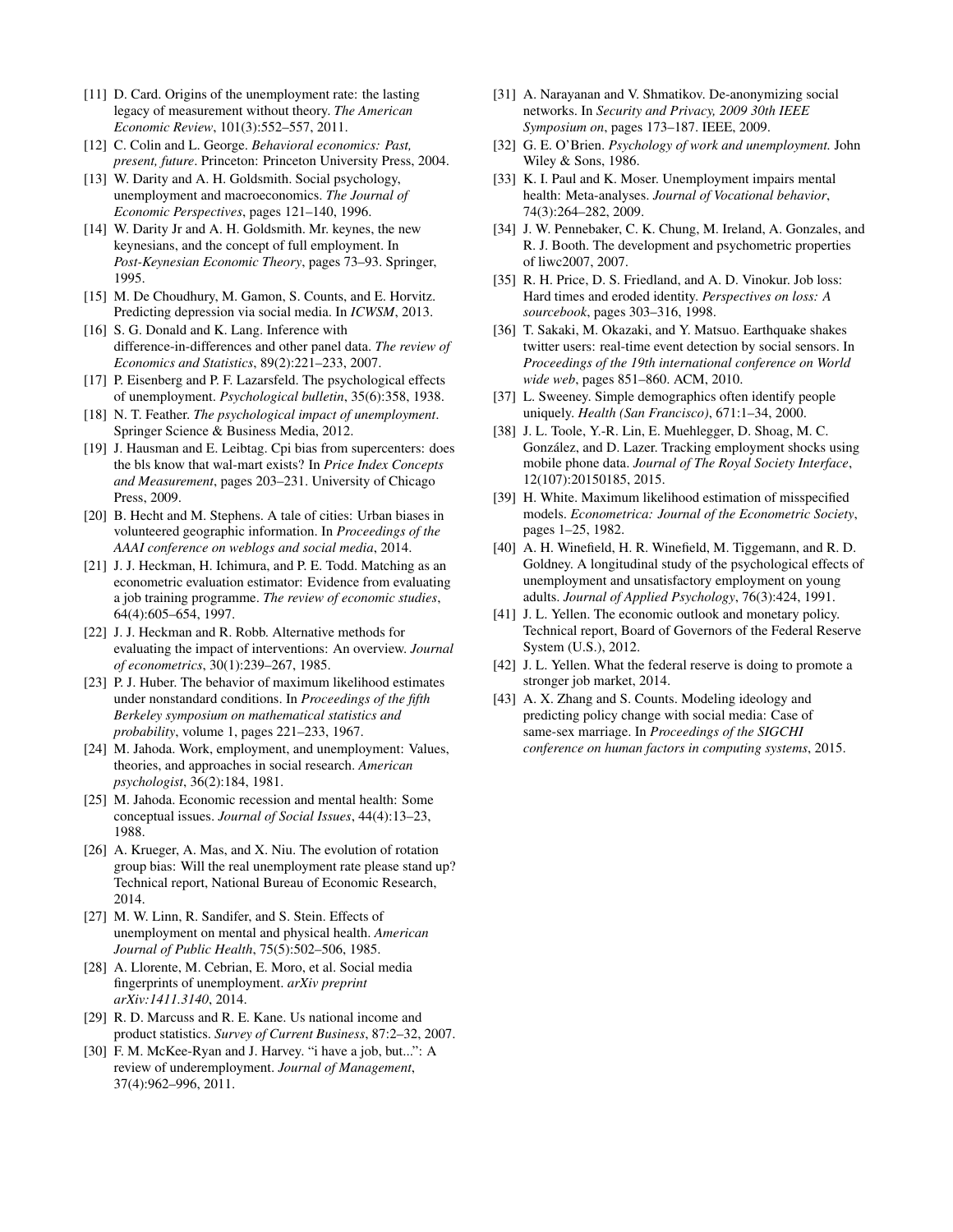[11] D. Card. Origins of the unemployment rate: the lasting legacy of measurement without theory. *The American Economic Review*, 101(3):552–557, 2011.

[12] C. Colin and L. George. *Behavioral economics: Past, present, future*. Princeton: Princeton University Press, 2004.

[13] W. Darity and A. H. Goldsmith. Social psychology, unemployment and macroeconomics. *The Journal of Economic Perspectives*, pages 121–140, 1996.

[14] W. Darity Jr and A. H. Goldsmith. Mr. keynes, the new keynesians, and the concept of full employment. In *Post-Keynesian Economic Theory*, pages 73–93. Springer, 1995.

[15] M. De Choudhury, M. Gamon, S. Counts, and E. Horvitz. Predicting depression via social media. In *ICWSM*, 2013.

[16] S. G. Donald and K. Lang. Inference with difference-in-differences and other panel data. *The review of Economics and Statistics*, 89(2):221–233, 2007.

[17] P. Eisenberg and P. F. Lazarsfeld. The psychological effects of unemployment. *Psychological bulletin*, 35(6):358, 1938.

[18] N. T. Feather. *The psychological impact of unemployment*. Springer Science & Business Media, 2012.

[19] J. Hausman and E. Leibtag. Cpi bias from supercenters: does the bls know that wal-mart exists? In *Price Index Concepts and Measurement*, pages 203–231. University of Chicago Press, 2009.

[20] B. Hecht and M. Stephens. A tale of cities: Urban biases in volunteered geographic information. In *Proceedings of the AAAI conference on weblogs and social media*, 2014.

[21] J. J. Heckman, H. Ichimura, and P. E. Todd. Matching as an econometric evaluation estimator: Evidence from evaluating a job training programme. *The review of economic studies*, 64(4):605–654, 1997.

[22] J. J. Heckman and R. Robb. Alternative methods for evaluating the impact of interventions: An overview. *Journal of econometrics*, 30(1):239–267, 1985.

[23] P. J. Huber. The behavior of maximum likelihood estimates under nonstandard conditions. In *Proceedings of the fifth Berkeley symposium on mathematical statistics and probability*, volume 1, pages 221–233, 1967.

[24] M. Jahoda. Work, employment, and unemployment: Values, theories, and approaches in social research. *American psychologist*, 36(2):184, 1981.

[25] M. Jahoda. Economic recession and mental health: Some conceptual issues. *Journal of Social Issues*, 44(4):13–23, 1988.

[26] A. Krueger, A. Mas, and X. Niu. The evolution of rotation group bias: Will the real unemployment rate please stand up? Technical report, National Bureau of Economic Research, 2014.

[27] M. W. Linn, R. Sandifer, and S. Stein. Effects of unemployment on mental and physical health. *American Journal of Public Health*, 75(5):502–506, 1985.

[28] A. Llorente, M. Cebrian, E. Moro, et al. Social media fingerprints of unemployment. *arXiv preprint arXiv:1411.3140*, 2014.

[29] R. D. Marcuss and R. E. Kane. Us national income and product statistics. *Survey of Current Business*, 87:2–32, 2007.

[30] F. M. McKee-Ryan and J. Harvey. "i have a job, but...": A review of underemployment. *Journal of Management*, 37(4):962–996, 2011.

[31] A. Narayanan and V. Shmatikov. De-anonymizing social networks. In *Security and Privacy, 2009 30th IEEE Symposium on*, pages 173–187. IEEE, 2009.

[32] G. E. O'Brien. *Psychology of work and unemployment.* John Wiley & Sons, 1986.

[33] K. I. Paul and K. Moser. Unemployment impairs mental health: Meta-analyses. *Journal of Vocational behavior*, 74(3):264–282, 2009.

[34] J. W. Pennebaker, C. K. Chung, M. Ireland, A. Gonzales, and R. J. Booth. The development and psychometric properties of liwc2007, 2007.

[35] R. H. Price, D. S. Friedland, and A. D. Vinokur. Job loss: Hard times and eroded identity. *Perspectives on loss: A sourcebook*, pages 303–316, 1998.

[36] T. Sakaki, M. Okazaki, and Y. Matsuo. Earthquake shakes twitter users: real-time event detection by social sensors. In *Proceedings of the 19th international conference on World wide web*, pages 851–860. ACM, 2010.

[37] L. Sweeney. Simple demographics often identify people uniquely. *Health (San Francisco)*, 671:1–34, 2000.

[38] J. L. Toole, Y.-R. Lin, E. Muehlegger, D. Shoag, M. C. González, and D. Lazer. Tracking employment shocks using mobile phone data. *Journal of The Royal Society Interface*, 12(107):20150185, 2015.

[39] H. White. Maximum likelihood estimation of misspecified models. *Econometrica: Journal of the Econometric Society*, pages 1–25, 1982.

[40] A. H. Winefield, H. R. Winefield, M. Tiggemann, and R. D. Goldney. A longitudinal study of the psychological effects of unemployment and unsatisfactory employment on young adults. *Journal of Applied Psychology*, 76(3):424, 1991.

[41] J. L. Yellen. The economic outlook and monetary policy. Technical report, Board of Governors of the Federal Reserve System (U.S.), 2012.

[42] J. L. Yellen. What the federal reserve is doing to promote a stronger job market, 2014.

[43] A. X. Zhang and S. Counts. Modeling ideology and predicting policy change with social media: Case of same-sex marriage. In *Proceedings of the SIGCHI conference on human factors in computing systems*, 2015.